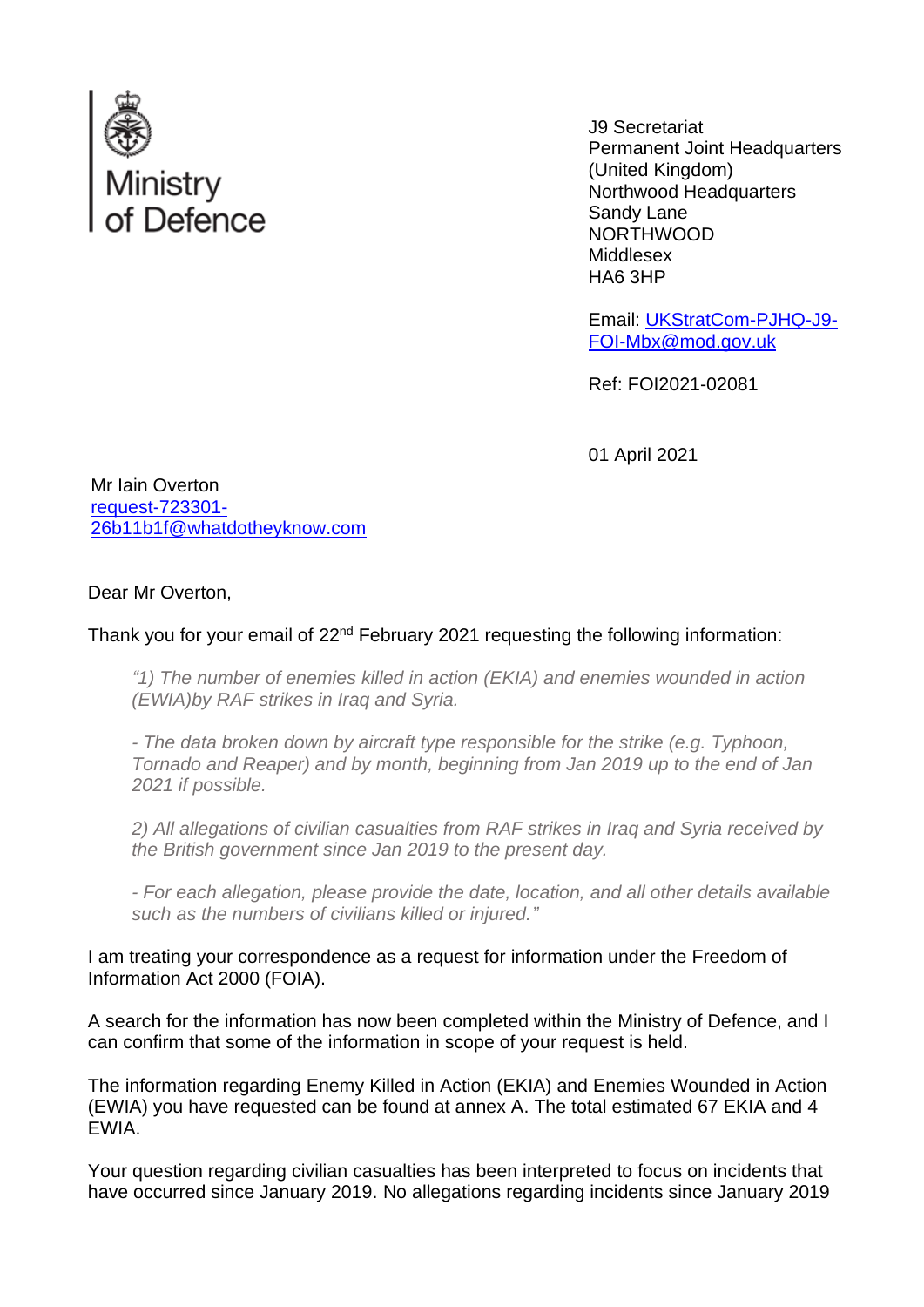Ministry of Defence

J9 Secretariat
Permanent Joint Headquarters
(United Kingdom)
Northwood Headquarters
Sandy Lane
NORTHWOOD
Middlesex
HA6 3HP

Email: [UKStratCom-PJHQ-J9-FOI-Mbx@mod.gov.uk](mailto:UKStratCom-PJHQ-J9-FOI-Mbx@mod.gov.uk)

Ref: FOI2021-02081

01 April 2021

Mr Iain Overton
[request-723301-26b11b1f@whatdotheyknow.com](mailto:request-723301-26b11b1f@whatdotheyknow.com)

Dear Mr Overton,

Thank you for your email of 22nd February 2021 requesting the following information:

> *"1) The number of enemies killed in action (EKIA) and enemies wounded in action (EWIA)by RAF strikes in Iraq and Syria.*
>
> *- The data broken down by aircraft type responsible for the strike (e.g. Typhoon, Tornado and Reaper) and by month, beginning from Jan 2019 up to the end of Jan 2021 if possible.*
>
> *2) All allegations of civilian casualties from RAF strikes in Iraq and Syria received by the British government since Jan 2019 to the present day.*
>
> *- For each allegation, please provide the date, location, and all other details available such as the numbers of civilians killed or injured."*

I am treating your correspondence as a request for information under the Freedom of Information Act 2000 (FOIA).

A search for the information has now been completed within the Ministry of Defence, and I can confirm that some of the information in scope of your request is held.

The information regarding Enemy Killed in Action (EKIA) and Enemies Wounded in Action (EWIA) you have requested can be found at annex A. The total estimated 67 EKIA and 4 EWIA.

Your question regarding civilian casualties has been interpreted to focus on incidents that have occurred since January 2019. No allegations regarding incidents since January 2019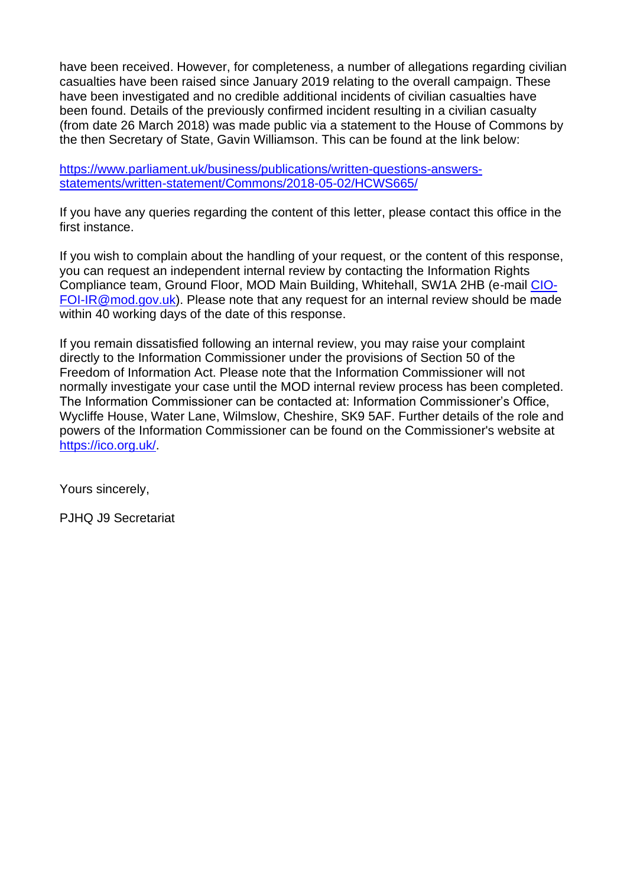have been received. However, for completeness, a number of allegations regarding civilian casualties have been raised since January 2019 relating to the overall campaign. These have been investigated and no credible additional incidents of civilian casualties have been found. Details of the previously confirmed incident resulting in a civilian casualty (from date 26 March 2018) was made public via a statement to the House of Commons by the then Secretary of State, Gavin Williamson. This can be found at the link below:

[https://www.parliament.uk/business/publications/written-questions-answers-statements/written-statement/Commons/2018-05-02/HCWS665/](https://www.parliament.uk/business/publications/written-questions-answers-statements/written-statement/Commons/2018-05-02/HCWS665/)

If you have any queries regarding the content of this letter, please contact this office in the first instance.

If you wish to complain about the handling of your request, or the content of this response, you can request an independent internal review by contacting the Information Rights Compliance team, Ground Floor, MOD Main Building, Whitehall, SW1A 2HB (e-mail [CIO-FOI-IR@mod.gov.uk](mailto:CIO-FOI-IR@mod.gov.uk)). Please note that any request for an internal review should be made within 40 working days of the date of this response.

If you remain dissatisfied following an internal review, you may raise your complaint directly to the Information Commissioner under the provisions of Section 50 of the Freedom of Information Act. Please note that the Information Commissioner will not normally investigate your case until the MOD internal review process has been completed. The Information Commissioner can be contacted at: Information Commissioner's Office, Wycliffe House, Water Lane, Wilmslow, Cheshire, SK9 5AF. Further details of the role and powers of the Information Commissioner can be found on the Commissioner's website at [https://ico.org.uk/](https://ico.org.uk/).

Yours sincerely,

PJHQ J9 Secretariat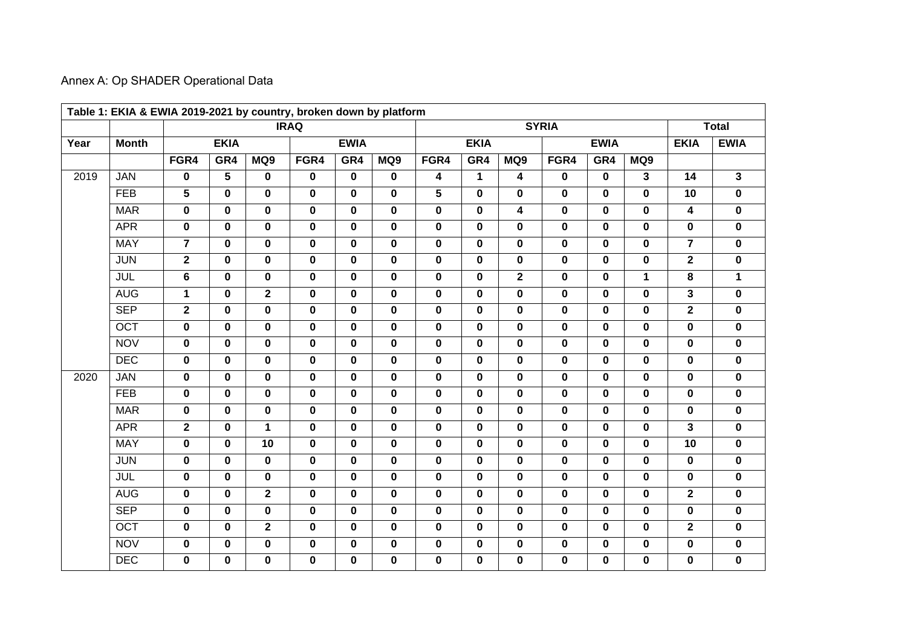Annex A: Op SHADER Operational Data

| Table 1: EKIA & EWIA 2019-2021 by country, broken down by platform | | | | | | | | | | | | | | | |
|---|---|---|---|---|---|---|---|---|---|---|---|---|---|---|---|
| | | IRAQ | | | | | | SYRIA | | | | | | Total | |
| Year | Month | EKIA | | | EWIA | | | EKIA | | | EWIA | | | EKIA | EWIA |
| | | FGR4 | GR4 | MQ9 | FGR4 | GR4 | MQ9 | FGR4 | GR4 | MQ9 | FGR4 | GR4 | MQ9 | | |
| 2019 | JAN | 0 | 5 | 0 | 0 | 0 | 0 | 4 | 1 | 4 | 0 | 0 | 3 | 14 | 3 |
| | FEB | 5 | 0 | 0 | 0 | 0 | 0 | 5 | 0 | 0 | 0 | 0 | 0 | 10 | 0 |
| | MAR | 0 | 0 | 0 | 0 | 0 | 0 | 0 | 0 | 4 | 0 | 0 | 0 | 4 | 0 |
| | APR | 0 | 0 | 0 | 0 | 0 | 0 | 0 | 0 | 0 | 0 | 0 | 0 | 0 | 0 |
| | MAY | 7 | 0 | 0 | 0 | 0 | 0 | 0 | 0 | 0 | 0 | 0 | 0 | 7 | 0 |
| | JUN | 2 | 0 | 0 | 0 | 0 | 0 | 0 | 0 | 0 | 0 | 0 | 0 | 2 | 0 |
| | JUL | 6 | 0 | 0 | 0 | 0 | 0 | 0 | 0 | 2 | 0 | 0 | 1 | 8 | 1 |
| | AUG | 1 | 0 | 2 | 0 | 0 | 0 | 0 | 0 | 0 | 0 | 0 | 0 | 3 | 0 |
| | SEP | 2 | 0 | 0 | 0 | 0 | 0 | 0 | 0 | 0 | 0 | 0 | 0 | 2 | 0 |
| | OCT | 0 | 0 | 0 | 0 | 0 | 0 | 0 | 0 | 0 | 0 | 0 | 0 | 0 | 0 |
| | NOV | 0 | 0 | 0 | 0 | 0 | 0 | 0 | 0 | 0 | 0 | 0 | 0 | 0 | 0 |
| | DEC | 0 | 0 | 0 | 0 | 0 | 0 | 0 | 0 | 0 | 0 | 0 | 0 | 0 | 0 |
| 2020 | JAN | 0 | 0 | 0 | 0 | 0 | 0 | 0 | 0 | 0 | 0 | 0 | 0 | 0 | 0 |
| | FEB | 0 | 0 | 0 | 0 | 0 | 0 | 0 | 0 | 0 | 0 | 0 | 0 | 0 | 0 |
| | MAR | 0 | 0 | 0 | 0 | 0 | 0 | 0 | 0 | 0 | 0 | 0 | 0 | 0 | 0 |
| | APR | 2 | 0 | 1 | 0 | 0 | 0 | 0 | 0 | 0 | 0 | 0 | 0 | 3 | 0 |
| | MAY | 0 | 0 | 10 | 0 | 0 | 0 | 0 | 0 | 0 | 0 | 0 | 0 | 10 | 0 |
| | JUN | 0 | 0 | 0 | 0 | 0 | 0 | 0 | 0 | 0 | 0 | 0 | 0 | 0 | 0 |
| | JUL | 0 | 0 | 0 | 0 | 0 | 0 | 0 | 0 | 0 | 0 | 0 | 0 | 0 | 0 |
| | AUG | 0 | 0 | 2 | 0 | 0 | 0 | 0 | 0 | 0 | 0 | 0 | 0 | 2 | 0 |
| | SEP | 0 | 0 | 0 | 0 | 0 | 0 | 0 | 0 | 0 | 0 | 0 | 0 | 0 | 0 |
| | OCT | 0 | 0 | 2 | 0 | 0 | 0 | 0 | 0 | 0 | 0 | 0 | 0 | 2 | 0 |
| | NOV | 0 | 0 | 0 | 0 | 0 | 0 | 0 | 0 | 0 | 0 | 0 | 0 | 0 | 0 |
| | DEC | 0 | 0 | 0 | 0 | 0 | 0 | 0 | 0 | 0 | 0 | 0 | 0 | 0 | 0 |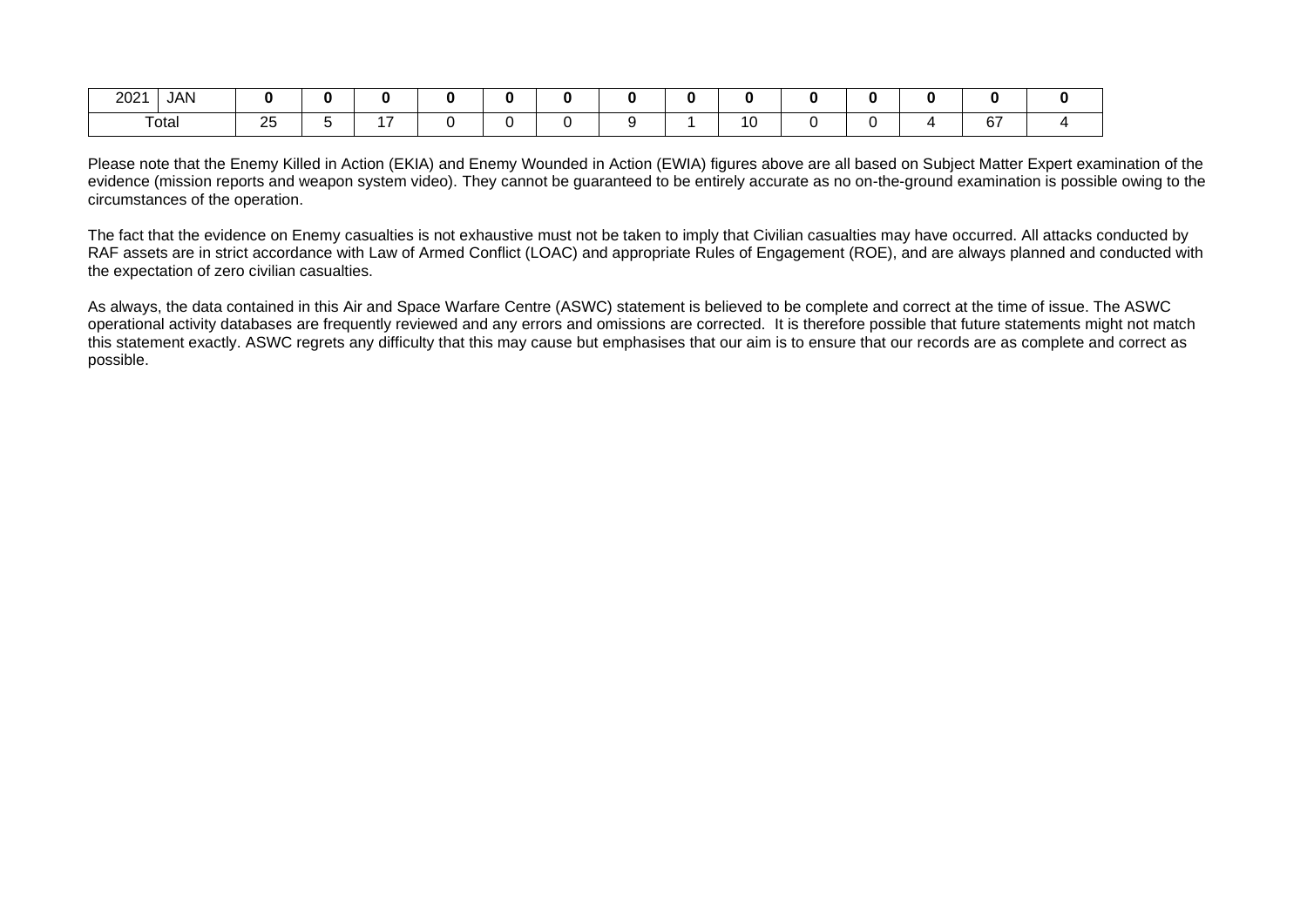| | | | | | | | | | | | | | | | |
|---|---|---|---|---|---|---|---|---|---|---|---|---|---|---|---|
| 2021 | JAN | **0** | **0** | **0** | **0** | **0** | **0** | **0** | **0** | **0** | **0** | **0** | **0** | **0** | **0** |
| Total | | 25 | 5 | 17 | 0 | 0 | 0 | 9 | 1 | 10 | 0 | 0 | 4 | 67 | 4 |

Please note that the Enemy Killed in Action (EKIA) and Enemy Wounded in Action (EWIA) figures above are all based on Subject Matter Expert examination of the evidence (mission reports and weapon system video). They cannot be guaranteed to be entirely accurate as no on-the-ground examination is possible owing to the circumstances of the operation.

The fact that the evidence on Enemy casualties is not exhaustive must not be taken to imply that Civilian casualties may have occurred. All attacks conducted by RAF assets are in strict accordance with Law of Armed Conflict (LOAC) and appropriate Rules of Engagement (ROE), and are always planned and conducted with the expectation of zero civilian casualties.

As always, the data contained in this Air and Space Warfare Centre (ASWC) statement is believed to be complete and correct at the time of issue. The ASWC operational activity databases are frequently reviewed and any errors and omissions are corrected. It is therefore possible that future statements might not match this statement exactly. ASWC regrets any difficulty that this may cause but emphasises that our aim is to ensure that our records are as complete and correct as possible.